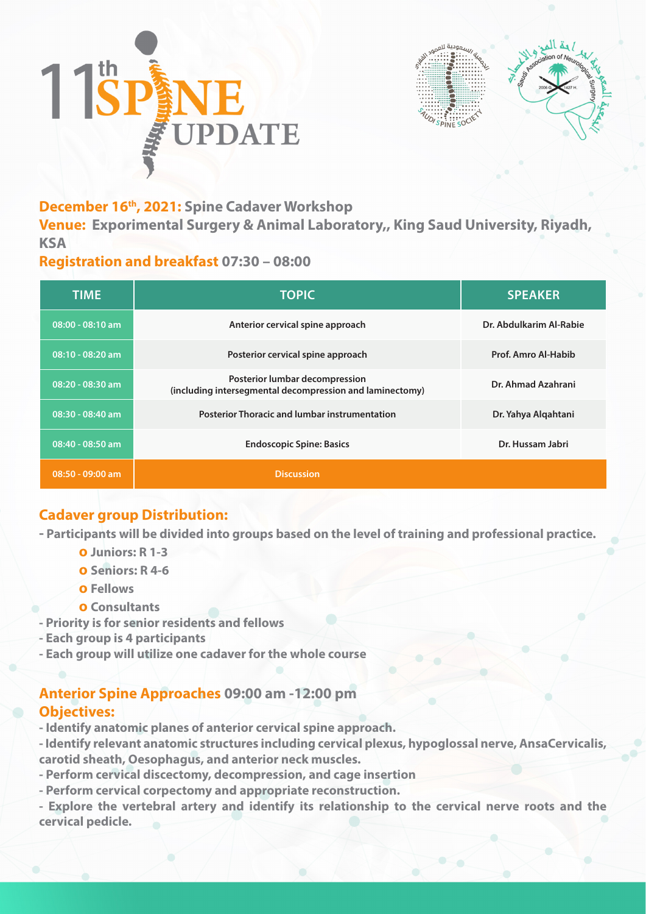# 11th SPINE UPDATE

**December 16th, 2021:** **Spine Cadaver Workshop**

**Venue:** **Experimental Surgery & Animal Laboratory,, King Saud University, Riyadh, KSA**

**Registration and breakfast 07:30 – 08:00**

| TIME | TOPIC | SPEAKER |
|---|---|---|
| 08:00 - 08:10 am | Anterior cervical spine approach | Dr. Abdulkarim Al-Rabie |
| 08:10 - 08:20 am | Posterior cervical spine approach | Prof. Amro Al-Habib |
| 08:20 - 08:30 am | Posterior lumbar decompression (including intersegmental decompression and laminectomy) | Dr. Ahmad Azahrani |
| 08:30 - 08:40 am | Posterior Thoracic and lumbar instrumentation | Dr. Yahya Alqahtani |
| 08:40 - 08:50 am | Endoscopic Spine: Basics | Dr. Hussam Jabri |
| 08:50 - 09:00 am | Discussion | |

## Cadaver group Distribution:

- Participants will be divided into groups based on the level of training and professional practice.
  - Juniors: R 1-3
  - Seniors: R 4-6
  - Fellows
  - Consultants
- Priority is for senior residents and fellows
- Each group is 4 participants
- Each group will utilize one cadaver for the whole course

## Anterior Spine Approaches 09:00 am -12:00 pm

### Objectives:

- Identify anatomic planes of anterior cervical spine approach.
- Identify relevant anatomic structures including cervical plexus, hypoglossal nerve, AnsaCervicalis, carotid sheath, Oesophagus, and anterior neck muscles.
- Perform cervical discectomy, decompression, and cage insertion
- Perform cervical corpectomy and appropriate reconstruction.
- Explore the vertebral artery and identify its relationship to the cervical nerve roots and the cervical pedicle.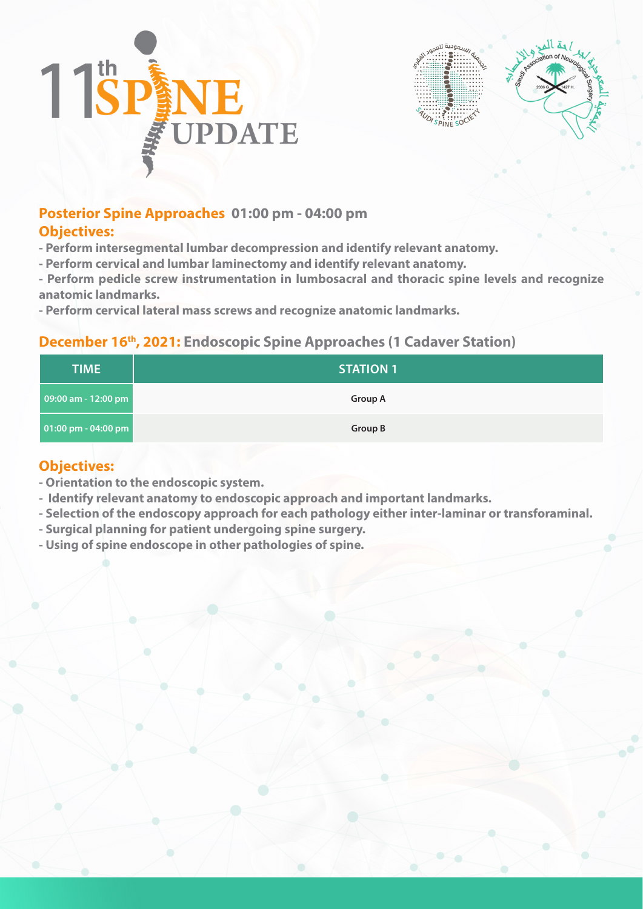# 11th SPINE UPDATE

## Posterior Spine Approaches 01:00 pm - 04:00 pm

### Objectives:

- Perform intersegmental lumbar decompression and identify relevant anatomy.
- Perform cervical and lumbar laminectomy and identify relevant anatomy.
- Perform pedicle screw instrumentation in lumbosacral and thoracic spine levels and recognize anatomic landmarks.
- Perform cervical lateral mass screws and recognize anatomic landmarks.

## December 16th, 2021: Endoscopic Spine Approaches (1 Cadaver Station)

| TIME | STATION 1 |
| --- | --- |
| 09:00 am - 12:00 pm | Group A |
| 01:00 pm - 04:00 pm | Group B |

### Objectives:

- Orientation to the endoscopic system.
- Identify relevant anatomy to endoscopic approach and important landmarks.
- Selection of the endoscopy approach for each pathology either inter-laminar or transforaminal.
- Surgical planning for patient undergoing spine surgery.
- Using of spine endoscope in other pathologies of spine.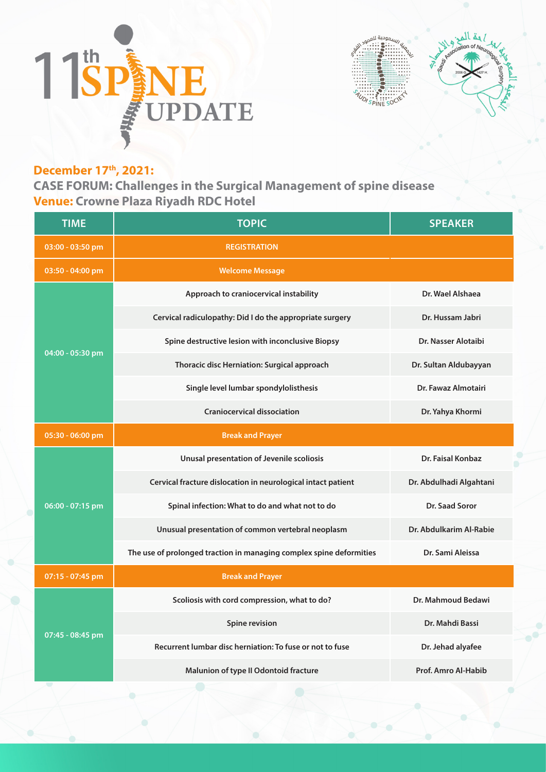# 11th SPINE UPDATE

**December 17th, 2021:**

**CASE FORUM: Challenges in the Surgical Management of spine disease**

**Venue: Crowne Plaza Riyadh RDC Hotel**

| TIME | TOPIC | SPEAKER |
|---|---|---|
| 03:00 - 03:50 pm | REGISTRATION | |
| 03:50 - 04:00 pm | Welcome Message | |
| 04:00 - 05:30 pm | Approach to craniocervical instability | Dr. Wael Alshaea |
| | Cervical radiculopathy: Did I do the appropriate surgery | Dr. Hussam Jabri |
| | Spine destructive lesion with inconclusive Biopsy | Dr. Nasser Alotaibi |
| | Thoracic disc Herniation: Surgical approach | Dr. Sultan Aldubayyan |
| | Single level lumbar spondylolisthesis | Dr. Fawaz Almotairi |
| | Craniocervical dissociation | Dr. Yahya Khormi |
| 05:30 - 06:00 pm | Break and Prayer | |
| 06:00 - 07:15 pm | Unusal presentation of Jevenile scoliosis | Dr. Faisal Konbaz |
| | Cervical fracture dislocation in neurological intact patient | Dr. Abdulhadi Algahtani |
| | Spinal infection: What to do and what not to do | Dr. Saad Soror |
| | Unusual presentation of common vertebral neoplasm | Dr. Abdulkarim Al-Rabie |
| | The use of prolonged traction in managing complex spine deformities | Dr. Sami Aleissa |
| 07:15 - 07:45 pm | Break and Prayer | |
| 07:45 - 08:45 pm | Scoliosis with cord compression, what to do? | Dr. Mahmoud Bedawi |
| | Spine revision | Dr. Mahdi Bassi |
| | Recurrent lumbar disc herniation: To fuse or not to fuse | Dr. Jehad alyafee |
| | Malunion of type II Odontoid fracture | Prof. Amro Al-Habib |